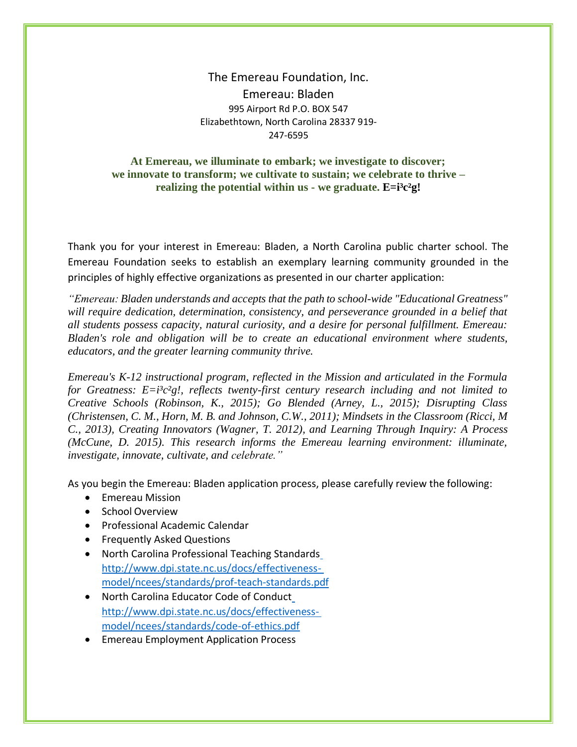The Emereau Foundation, Inc.

Emereau: Bladen

995 Airport Rd P.O. BOX 547

Elizabethtown, North Carolina 28337 919-247-6595

**At Emereau, we illuminate to embark; we investigate to discover; we innovate to transform; we cultivate to sustain; we celebrate to thrive – realizing the potential within us - we graduate. $E=i^3c^2g$!**

Thank you for your interest in Emereau: Bladen, a North Carolina public charter school. The Emereau Foundation seeks to establish an exemplary learning community grounded in the principles of highly effective organizations as presented in our charter application:

*"Emereau: Bladen understands and accepts that the path to school-wide "Educational Greatness" will require dedication, determination, consistency, and perseverance grounded in a belief that all students possess capacity, natural curiosity, and a desire for personal fulfillment. Emereau: Bladen's role and obligation will be to create an educational environment where students, educators, and the greater learning community thrive.*

*Emereau's K-12 instructional program, reflected in the Mission and articulated in the Formula for Greatness: $E=i^3c^2g$!, reflects twenty-first century research including and not limited to Creative Schools (Robinson, K., 2015); Go Blended (Arney, L., 2015); Disrupting Class (Christensen, C. M., Horn, M. B. and Johnson, C.W., 2011); Mindsets in the Classroom (Ricci, M C., 2013), Creating Innovators (Wagner, T. 2012), and Learning Through Inquiry: A Process (McCune, D. 2015). This research informs the Emereau learning environment: illuminate, investigate, innovate, cultivate, and celebrate."*

As you begin the Emereau: Bladen application process, please carefully review the following:

- Emereau Mission
- School Overview
- Professional Academic Calendar
- Frequently Asked Questions
- North Carolina Professional Teaching Standards http://www.dpi.state.nc.us/docs/effectiveness-model/ncees/standards/prof-teach-standards.pdf
- North Carolina Educator Code of Conduct http://www.dpi.state.nc.us/docs/effectiveness-model/ncees/standards/code-of-ethics.pdf
- Emereau Employment Application Process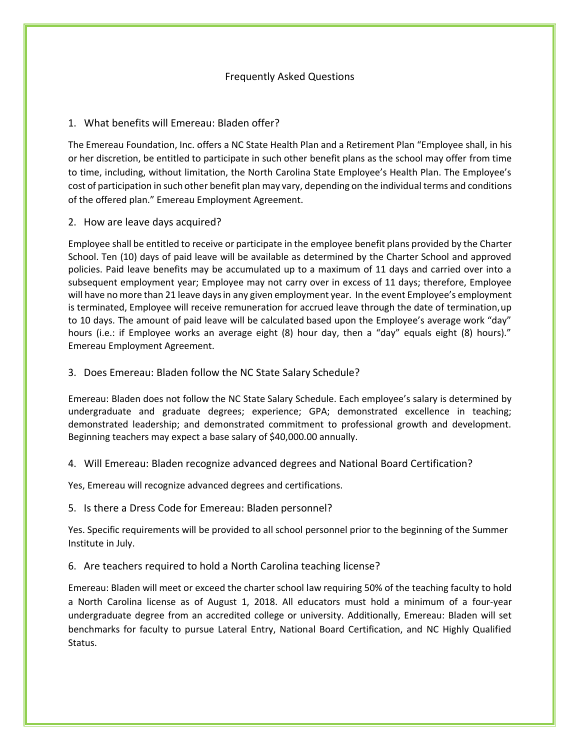# Frequently Asked Questions

## 1. What benefits will Emereau: Bladen offer?

The Emereau Foundation, Inc. offers a NC State Health Plan and a Retirement Plan "Employee shall, in his or her discretion, be entitled to participate in such other benefit plans as the school may offer from time to time, including, without limitation, the North Carolina State Employee's Health Plan. The Employee's cost of participation in such other benefit plan may vary, depending on the individual terms and conditions of the offered plan." Emereau Employment Agreement.

## 2. How are leave days acquired?

Employee shall be entitled to receive or participate in the employee benefit plans provided by the Charter School. Ten (10) days of paid leave will be available as determined by the Charter School and approved policies. Paid leave benefits may be accumulated up to a maximum of 11 days and carried over into a subsequent employment year; Employee may not carry over in excess of 11 days; therefore, Employee will have no more than 21 leave days in any given employment year. In the event Employee's employment is terminated, Employee will receive remuneration for accrued leave through the date of termination, up to 10 days. The amount of paid leave will be calculated based upon the Employee's average work "day" hours (i.e.: if Employee works an average eight (8) hour day, then a "day" equals eight (8) hours)." Emereau Employment Agreement.

## 3. Does Emereau: Bladen follow the NC State Salary Schedule?

Emereau: Bladen does not follow the NC State Salary Schedule. Each employee's salary is determined by undergraduate and graduate degrees; experience; GPA; demonstrated excellence in teaching; demonstrated leadership; and demonstrated commitment to professional growth and development. Beginning teachers may expect a base salary of $40,000.00 annually.

## 4. Will Emereau: Bladen recognize advanced degrees and National Board Certification?

Yes, Emereau will recognize advanced degrees and certifications.

## 5. Is there a Dress Code for Emereau: Bladen personnel?

Yes. Specific requirements will be provided to all school personnel prior to the beginning of the Summer Institute in July.

## 6. Are teachers required to hold a North Carolina teaching license?

Emereau: Bladen will meet or exceed the charter school law requiring 50% of the teaching faculty to hold a North Carolina license as of August 1, 2018. All educators must hold a minimum of a four-year undergraduate degree from an accredited college or university. Additionally, Emereau: Bladen will set benchmarks for faculty to pursue Lateral Entry, National Board Certification, and NC Highly Qualified Status.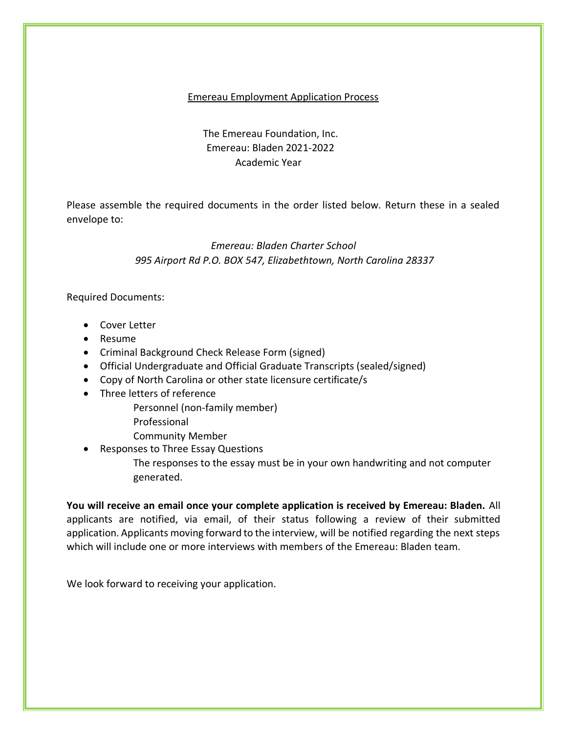## Emereau Employment Application Process

The Emereau Foundation, Inc.
Emereau: Bladen 2021-2022
Academic Year

Please assemble the required documents in the order listed below. Return these in a sealed envelope to:

*Emereau: Bladen Charter School*
*995 Airport Rd P.O. BOX 547, Elizabethtown, North Carolina 28337*

Required Documents:

- Cover Letter
- Resume
- Criminal Background Check Release Form (signed)
- Official Undergraduate and Official Graduate Transcripts (sealed/signed)
- Copy of North Carolina or other state licensure certificate/s
- Three letters of reference
  - Personnel (non-family member)
  - Professional
  - Community Member
- Responses to Three Essay Questions
  - The responses to the essay must be in your own handwriting and not computer generated.

**You will receive an email once your complete application is received by Emereau: Bladen.** All applicants are notified, via email, of their status following a review of their submitted application. Applicants moving forward to the interview, will be notified regarding the next steps which will include one or more interviews with members of the Emereau: Bladen team.

We look forward to receiving your application.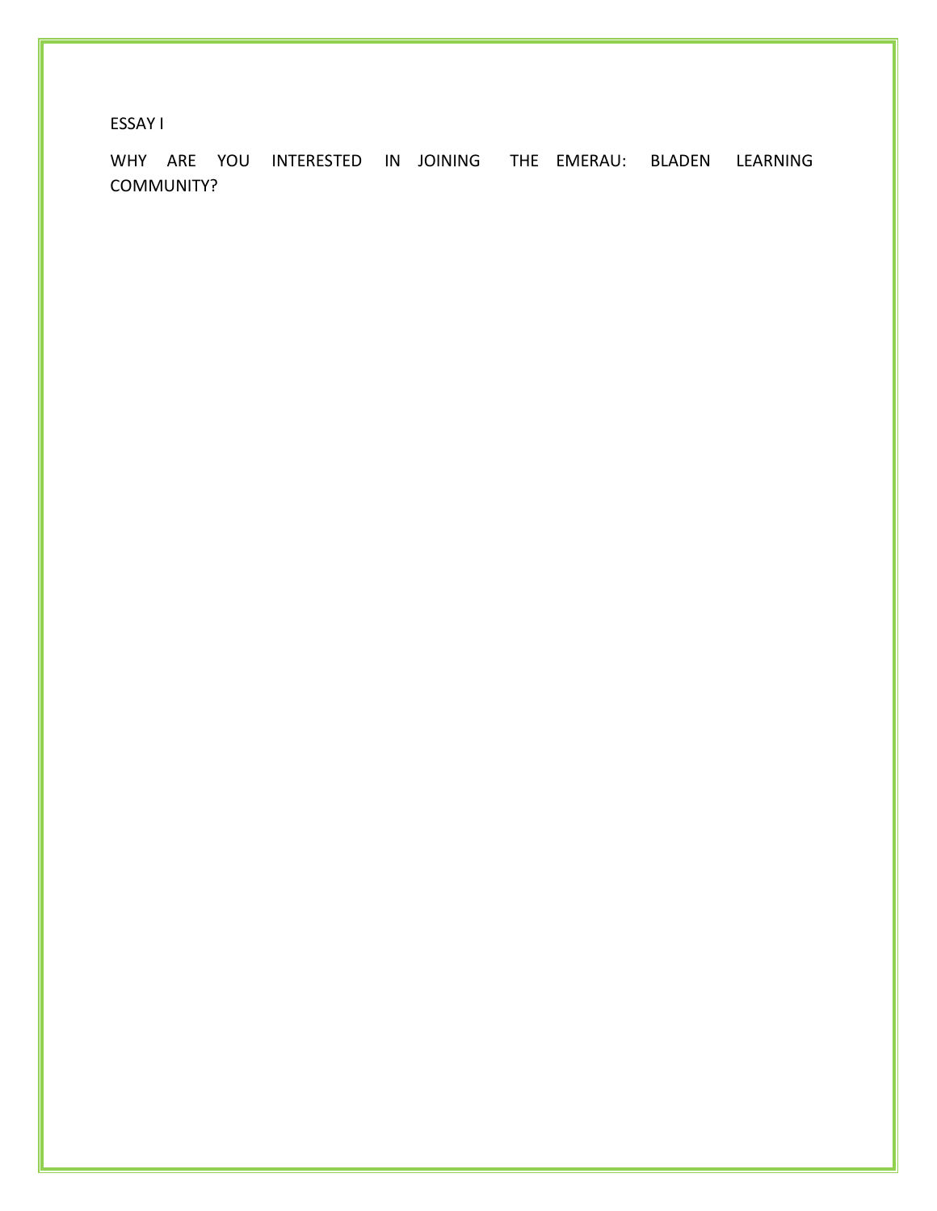ESSAY I

WHY ARE YOU INTERESTED IN JOINING THE EMERAU: BLADEN LEARNING COMMUNITY?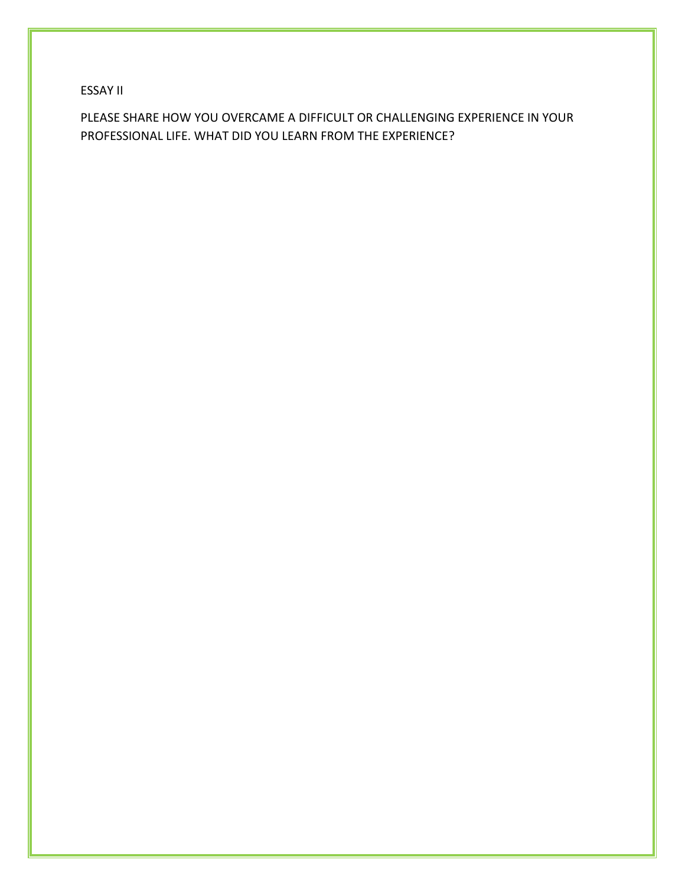ESSAY II

PLEASE SHARE HOW YOU OVERCAME A DIFFICULT OR CHALLENGING EXPERIENCE IN YOUR PROFESSIONAL LIFE. WHAT DID YOU LEARN FROM THE EXPERIENCE?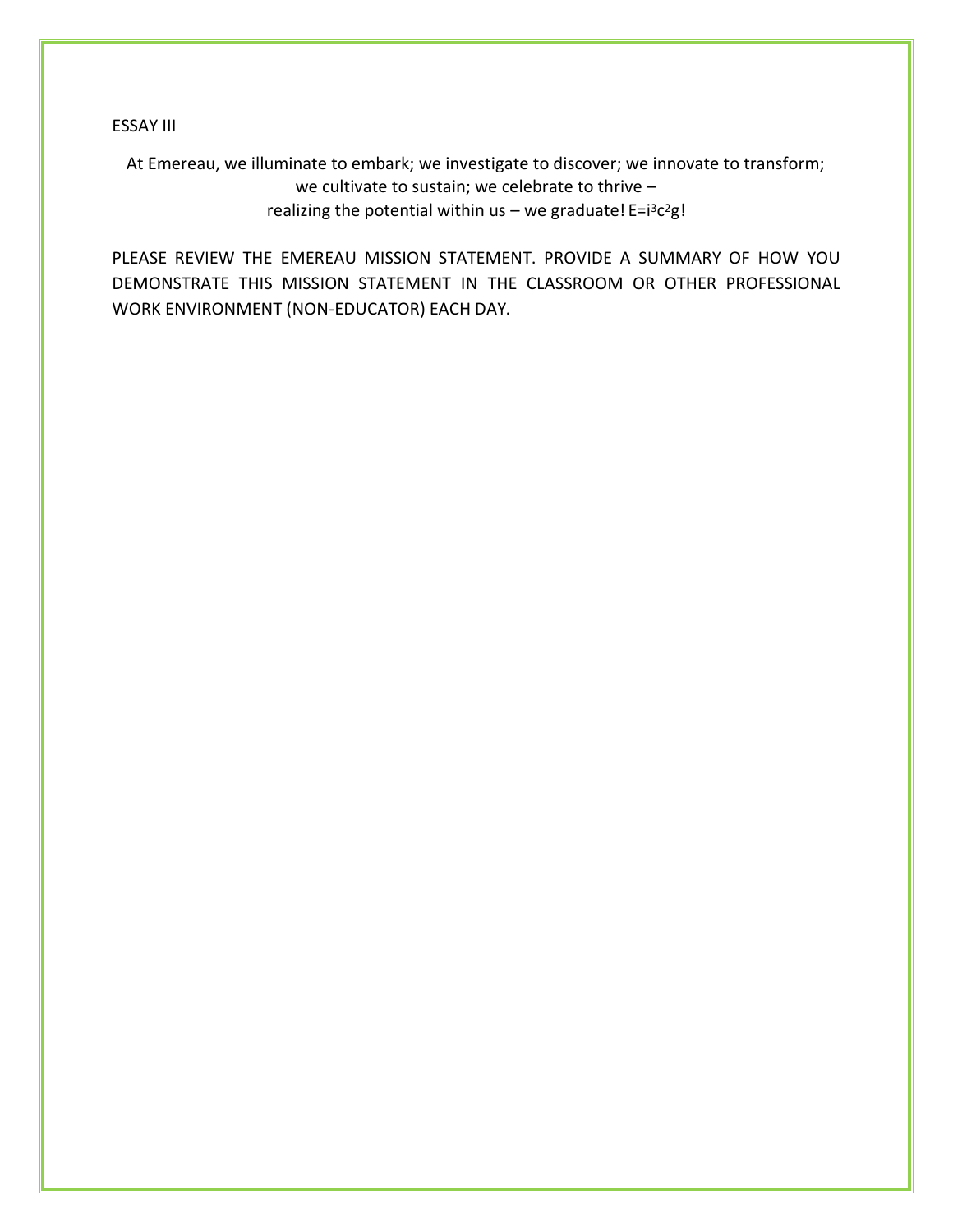ESSAY III

At Emereau, we illuminate to embark; we investigate to discover; we innovate to transform;
we cultivate to sustain; we celebrate to thrive –
realizing the potential within us – we graduate! $E=i^3c^2g$!

PLEASE REVIEW THE EMEREAU MISSION STATEMENT. PROVIDE A SUMMARY OF HOW YOU DEMONSTRATE THIS MISSION STATEMENT IN THE CLASSROOM OR OTHER PROFESSIONAL WORK ENVIRONMENT (NON-EDUCATOR) EACH DAY.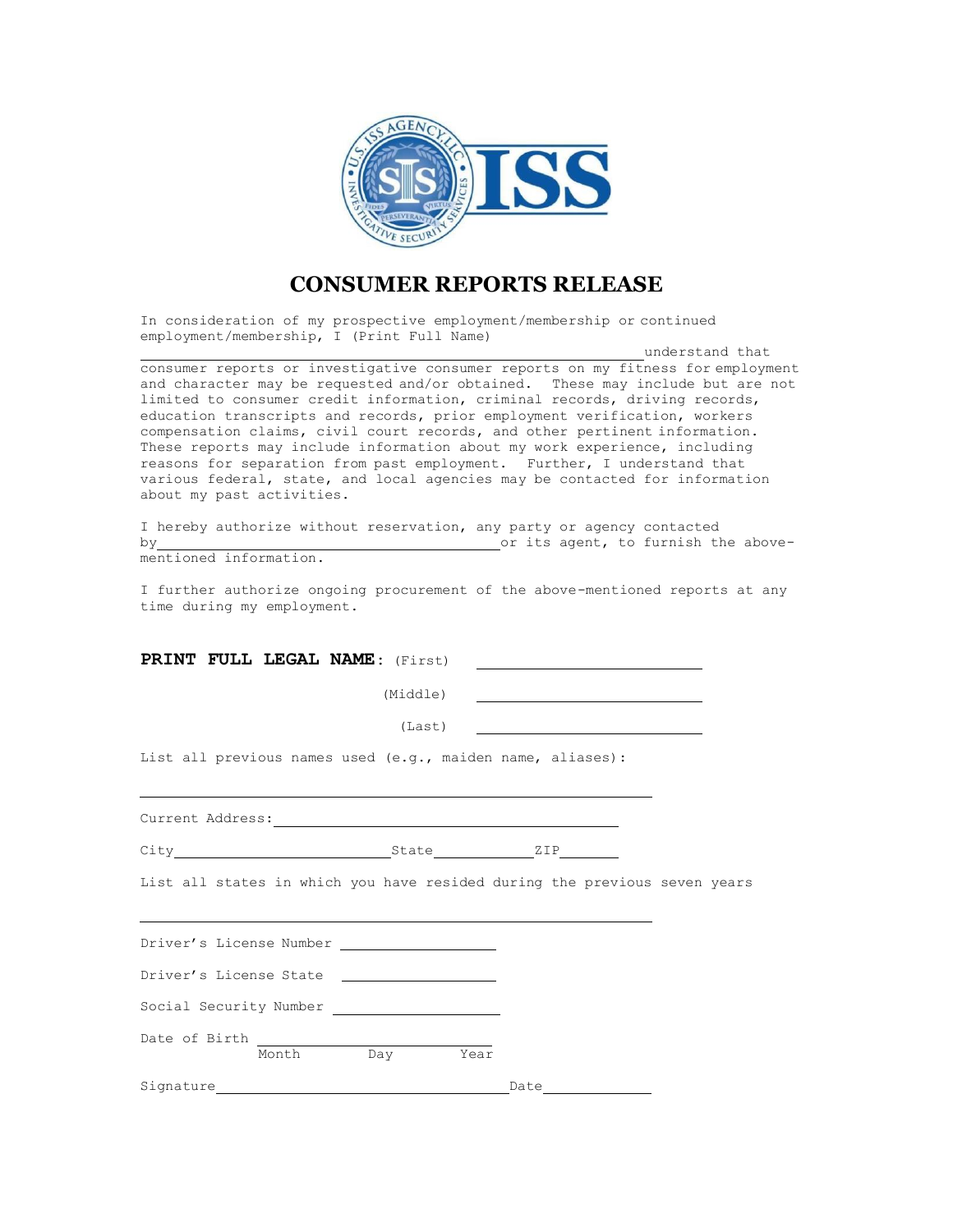# CONSUMER REPORTS RELEASE

In consideration of my prospective employment/membership or continued employment/membership, I (Print Full Name) \_\_\_\_\_\_\_\_\_\_\_\_\_\_\_\_\_\_\_\_\_\_\_\_\_\_\_\_\_\_\_\_\_\_\_\_\_\_\_\_\_\_\_\_\_\_\_\_\_\_\_\_\_\_\_\_\_\_ understand that consumer reports or investigative consumer reports on my fitness for employment and character may be requested and/or obtained. These may include but are not limited to consumer credit information, criminal records, driving records, education transcripts and records, prior employment verification, workers compensation claims, civil court records, and other pertinent information. These reports may include information about my work experience, including reasons for separation from past employment. Further, I understand that various federal, state, and local agencies may be contacted for information about my past activities.

I hereby authorize without reservation, any party or agency contacted by\_\_\_\_\_\_\_\_\_\_\_\_\_\_\_\_\_\_\_\_\_\_\_\_\_\_\_\_\_\_\_\_\_\_\_\_\_\_\_\_ or its agent, to furnish the above-mentioned information.

I further authorize ongoing procurement of the above-mentioned reports at any time during my employment.

**PRINT FULL LEGAL NAME:** (First) \_\_\_\_\_\_\_\_\_\_\_\_\_\_\_\_\_\_\_\_\_\_\_\_\_\_

(Middle) \_\_\_\_\_\_\_\_\_\_\_\_\_\_\_\_\_\_\_\_\_\_\_\_\_\_

(Last) \_\_\_\_\_\_\_\_\_\_\_\_\_\_\_\_\_\_\_\_\_\_\_\_\_\_

List all previous names used (e.g., maiden name, aliases):

\_\_\_\_\_\_\_\_\_\_\_\_\_\_\_\_\_\_\_\_\_\_\_\_\_\_\_\_\_\_\_\_\_\_\_\_\_\_\_\_\_\_\_\_\_\_\_\_\_\_\_\_\_\_\_\_\_\_\_\_

Current Address:\_\_\_\_\_\_\_\_\_\_\_\_\_\_\_\_\_\_\_\_\_\_\_\_\_\_\_\_\_\_\_\_\_\_\_\_\_\_\_\_

City\_\_\_\_\_\_\_\_\_\_\_\_\_\_\_\_\_\_\_\_\_\_\_\_\_\_State\_\_\_\_\_\_\_\_\_\_\_\_ZIP\_\_\_\_\_\_\_

List all states in which you have resided during the previous seven years

\_\_\_\_\_\_\_\_\_\_\_\_\_\_\_\_\_\_\_\_\_\_\_\_\_\_\_\_\_\_\_\_\_\_\_\_\_\_\_\_\_\_\_\_\_\_\_\_\_\_\_\_\_\_\_\_\_\_\_\_

Driver's License Number \_\_\_\_\_\_\_\_\_\_\_\_\_\_\_\_\_\_\_

Driver's License State \_\_\_\_\_\_\_\_\_\_\_\_\_\_\_\_\_\_\_

Social Security Number \_\_\_\_\_\_\_\_\_\_\_\_\_\_\_\_\_\_\_\_

Date of Birth \_\_\_\_\_\_\_\_\_\_\_\_\_\_\_\_\_\_\_\_\_\_\_\_\_\_\_\_\_\_

Month Day Year

Signature\_\_\_\_\_\_\_\_\_\_\_\_\_\_\_\_\_\_\_\_\_\_\_\_\_\_\_\_\_\_\_\_\_\_\_\_Date\_\_\_\_\_\_\_\_\_\_\_\_\_